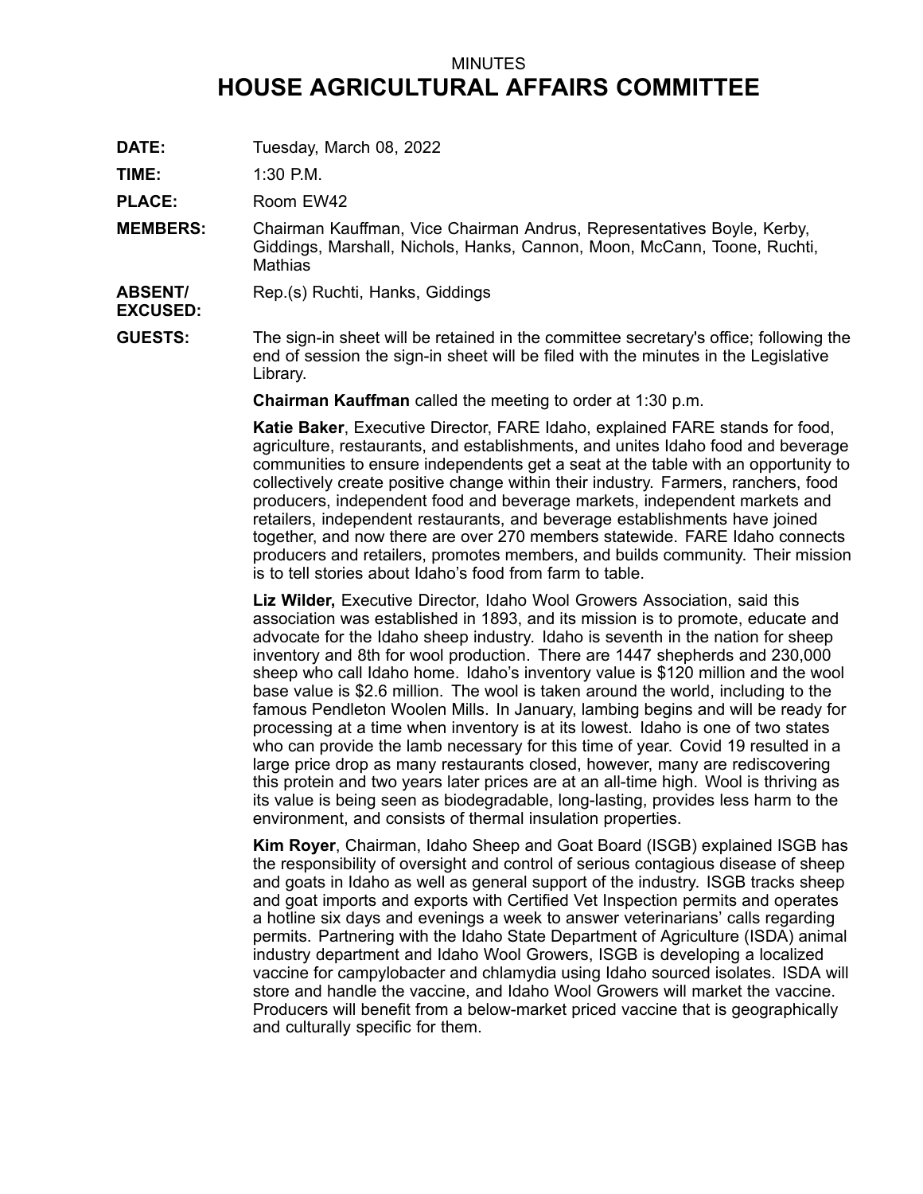MINUTES

# HOUSE AGRICULTURAL AFFAIRS COMMITTEE

**DATE:** Tuesday, March 08, 2022

**TIME:** 1:30 P.M.

**PLACE:** Room EW42

**MEMBERS:** Chairman Kauffman, Vice Chairman Andrus, Representatives Boyle, Kerby, Giddings, Marshall, Nichols, Hanks, Cannon, Moon, McCann, Toone, Ruchti, Mathias

**ABSENT/ EXCUSED:** Rep.(s) Ruchti, Hanks, Giddings

**GUESTS:** The sign-in sheet will be retained in the committee secretary's office; following the end of session the sign-in sheet will be filed with the minutes in the Legislative Library.

**Chairman Kauffman** called the meeting to order at 1:30 p.m.

**Katie Baker**, Executive Director, FARE Idaho, explained FARE stands for food, agriculture, restaurants, and establishments, and unites Idaho food and beverage communities to ensure independents get a seat at the table with an opportunity to collectively create positive change within their industry. Farmers, ranchers, food producers, independent food and beverage markets, independent markets and retailers, independent restaurants, and beverage establishments have joined together, and now there are over 270 members statewide. FARE Idaho connects producers and retailers, promotes members, and builds community. Their mission is to tell stories about Idaho's food from farm to table.

**Liz Wilder,** Executive Director, Idaho Wool Growers Association, said this association was established in 1893, and its mission is to promote, educate and advocate for the Idaho sheep industry. Idaho is seventh in the nation for sheep inventory and 8th for wool production. There are 1447 shepherds and 230,000 sheep who call Idaho home. Idaho's inventory value is $120 million and the wool base value is $2.6 million. The wool is taken around the world, including to the famous Pendleton Woolen Mills. In January, lambing begins and will be ready for processing at a time when inventory is at its lowest. Idaho is one of two states who can provide the lamb necessary for this time of year. Covid 19 resulted in a large price drop as many restaurants closed, however, many are rediscovering this protein and two years later prices are at an all-time high. Wool is thriving as its value is being seen as biodegradable, long-lasting, provides less harm to the environment, and consists of thermal insulation properties.

**Kim Royer**, Chairman, Idaho Sheep and Goat Board (ISGB) explained ISGB has the responsibility of oversight and control of serious contagious disease of sheep and goats in Idaho as well as general support of the industry. ISGB tracks sheep and goat imports and exports with Certified Vet Inspection permits and operates a hotline six days and evenings a week to answer veterinarians' calls regarding permits. Partnering with the Idaho State Department of Agriculture (ISDA) animal industry department and Idaho Wool Growers, ISGB is developing a localized vaccine for campylobacter and chlamydia using Idaho sourced isolates. ISDA will store and handle the vaccine, and Idaho Wool Growers will market the vaccine. Producers will benefit from a below-market priced vaccine that is geographically and culturally specific for them.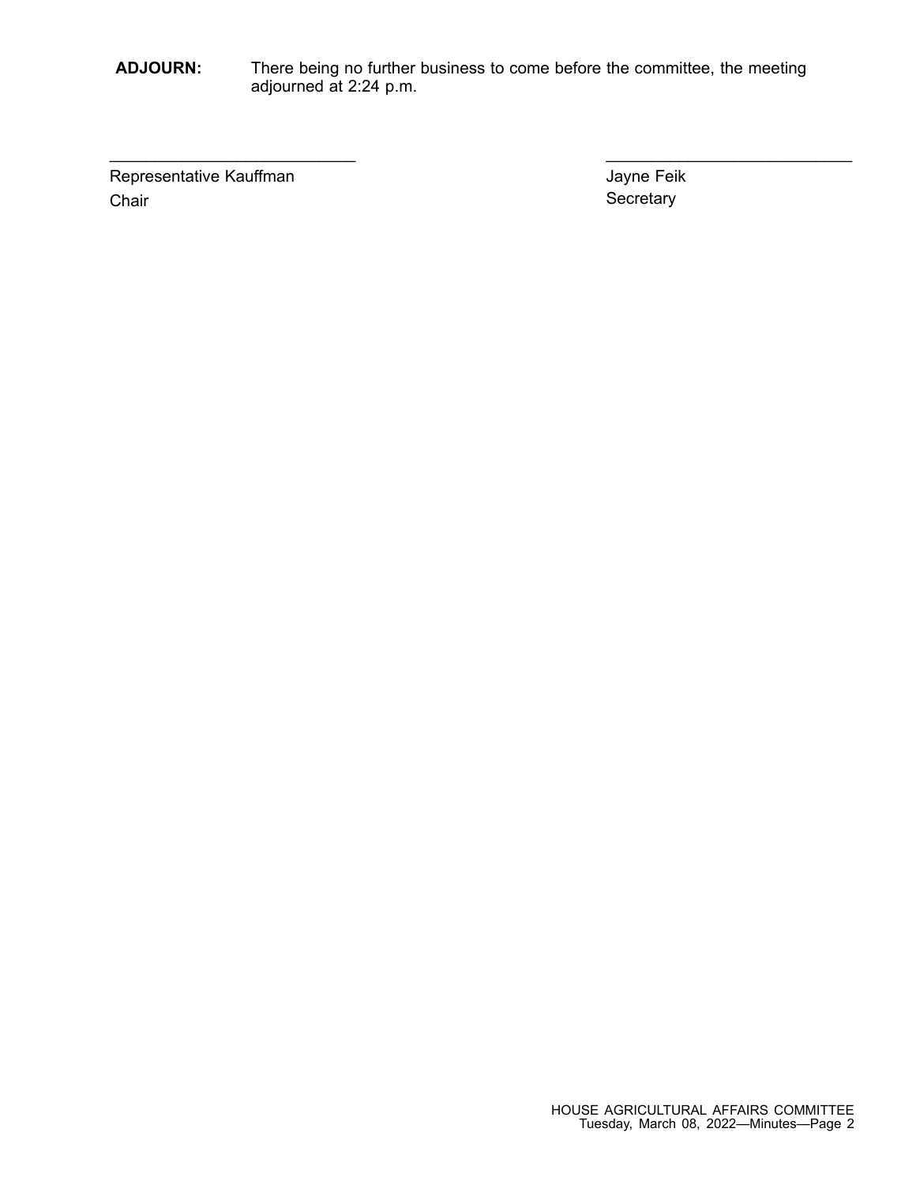**ADJOURN:** There being no further business to come before the committee, the meeting adjourned at 2:24 p.m.

| | |
|---|---|
| ___________________________ | ___________________________ |
| Representative Kauffman | Jayne Feik |
| Chair | Secretary |